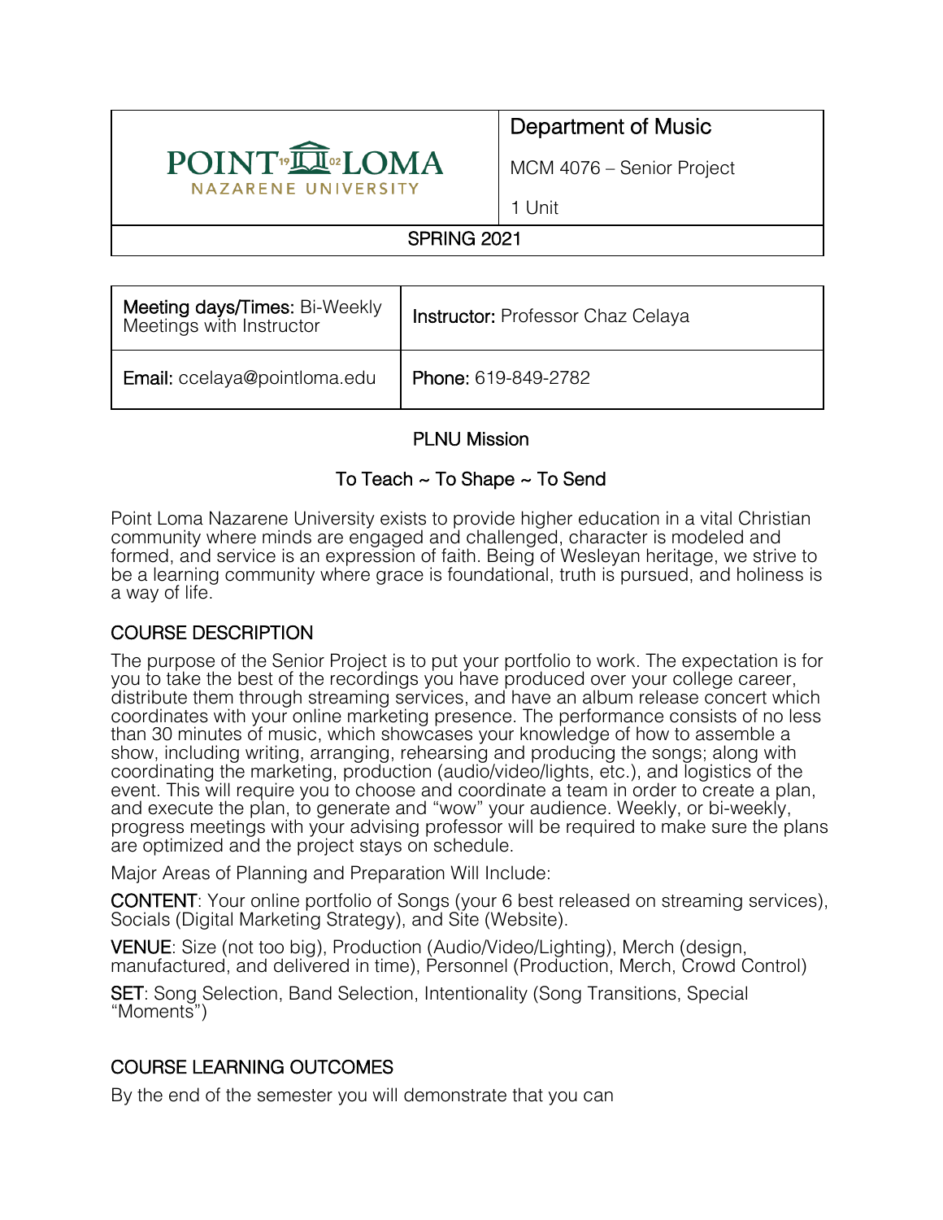| POINT LOMA NAZARENE UNIVERSITY | Department of Music<br>MCM 4076 – Senior Project<br>1 Unit |
| --- | --- |
| SPRING 2021 | |

| **Meeting days/Times:** Bi-Weekly Meetings with Instructor | **Instructor:** Professor Chaz Celaya |
| --- | --- |
| **Email:** ccelaya@pointloma.edu | **Phone:** 619-849-2782 |

## PLNU Mission

### To Teach ~ To Shape ~ To Send

Point Loma Nazarene University exists to provide higher education in a vital Christian community where minds are engaged and challenged, character is modeled and formed, and service is an expression of faith. Being of Wesleyan heritage, we strive to be a learning community where grace is foundational, truth is pursued, and holiness is a way of life.

## COURSE DESCRIPTION

The purpose of the Senior Project is to put your portfolio to work. The expectation is for you to take the best of the recordings you have produced over your college career, distribute them through streaming services, and have an album release concert which coordinates with your online marketing presence. The performance consists of no less than 30 minutes of music, which showcases your knowledge of how to assemble a show, including writing, arranging, rehearsing and producing the songs; along with coordinating the marketing, production (audio/video/lights, etc.), and logistics of the event. This will require you to choose and coordinate a team in order to create a plan, and execute the plan, to generate and "wow" your audience. Weekly, or bi-weekly, progress meetings with your advising professor will be required to make sure the plans are optimized and the project stays on schedule.

Major Areas of Planning and Preparation Will Include:

**CONTENT**: Your online portfolio of Songs (your 6 best released on streaming services), Socials (Digital Marketing Strategy), and Site (Website).

**VENUE**: Size (not too big), Production (Audio/Video/Lighting), Merch (design, manufactured, and delivered in time), Personnel (Production, Merch, Crowd Control)

**SET**: Song Selection, Band Selection, Intentionality (Song Transitions, Special "Moments")

## COURSE LEARNING OUTCOMES

By the end of the semester you will demonstrate that you can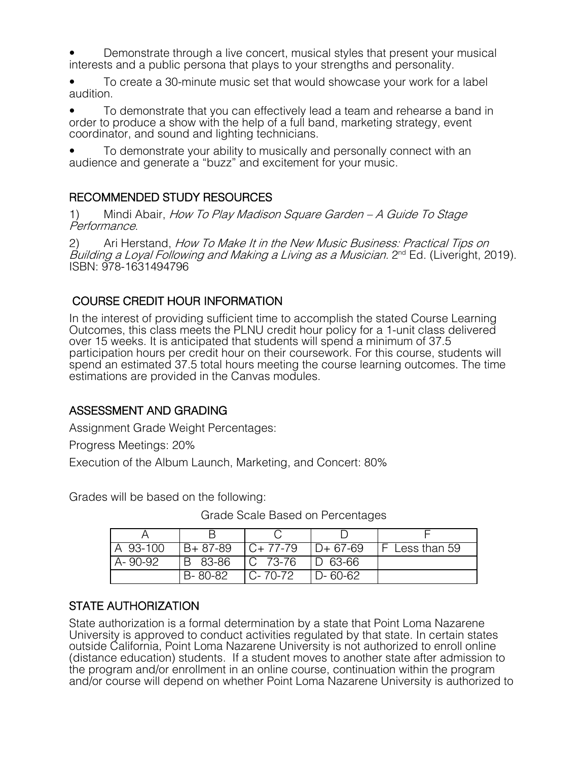- Demonstrate through a live concert, musical styles that present your musical interests and a public persona that plays to your strengths and personality.
- To create a 30-minute music set that would showcase your work for a label audition.
- To demonstrate that you can effectively lead a team and rehearse a band in order to produce a show with the help of a full band, marketing strategy, event coordinator, and sound and lighting technicians.
- To demonstrate your ability to musically and personally connect with an audience and generate a "buzz" and excitement for your music.

## RECOMMENDED STUDY RESOURCES

1) Mindi Abair, *How To Play Madison Square Garden – A Guide To Stage Performance*.

2) Ari Herstand, *How To Make It in the New Music Business: Practical Tips on Building a Loyal Following and Making a Living as a Musician.* 2nd Ed. (Liveright, 2019). ISBN: 978-1631494796

## COURSE CREDIT HOUR INFORMATION

In the interest of providing sufficient time to accomplish the stated Course Learning Outcomes, this class meets the PLNU credit hour policy for a 1-unit class delivered over 15 weeks. It is anticipated that students will spend a minimum of 37.5 participation hours per credit hour on their coursework. For this course, students will spend an estimated 37.5 total hours meeting the course learning outcomes. The time estimations are provided in the Canvas modules.

## ASSESSMENT AND GRADING

Assignment Grade Weight Percentages:

Progress Meetings: 20%

Execution of the Album Launch, Marketing, and Concert: 80%

Grades will be based on the following:

Grade Scale Based on Percentages

| A | B | C | D | F |
|---|---|---|---|---|
| A 93-100 | B+ 87-89 | C+ 77-79 | D+ 67-69 | F Less than 59 |
| A- 90-92 | B 83-86 | C 73-76 | D 63-66 | |
| | B- 80-82 | C- 70-72 | D- 60-62 | |

## STATE AUTHORIZATION

State authorization is a formal determination by a state that Point Loma Nazarene University is approved to conduct activities regulated by that state. In certain states outside California, Point Loma Nazarene University is not authorized to enroll online (distance education) students. If a student moves to another state after admission to the program and/or enrollment in an online course, continuation within the program and/or course will depend on whether Point Loma Nazarene University is authorized to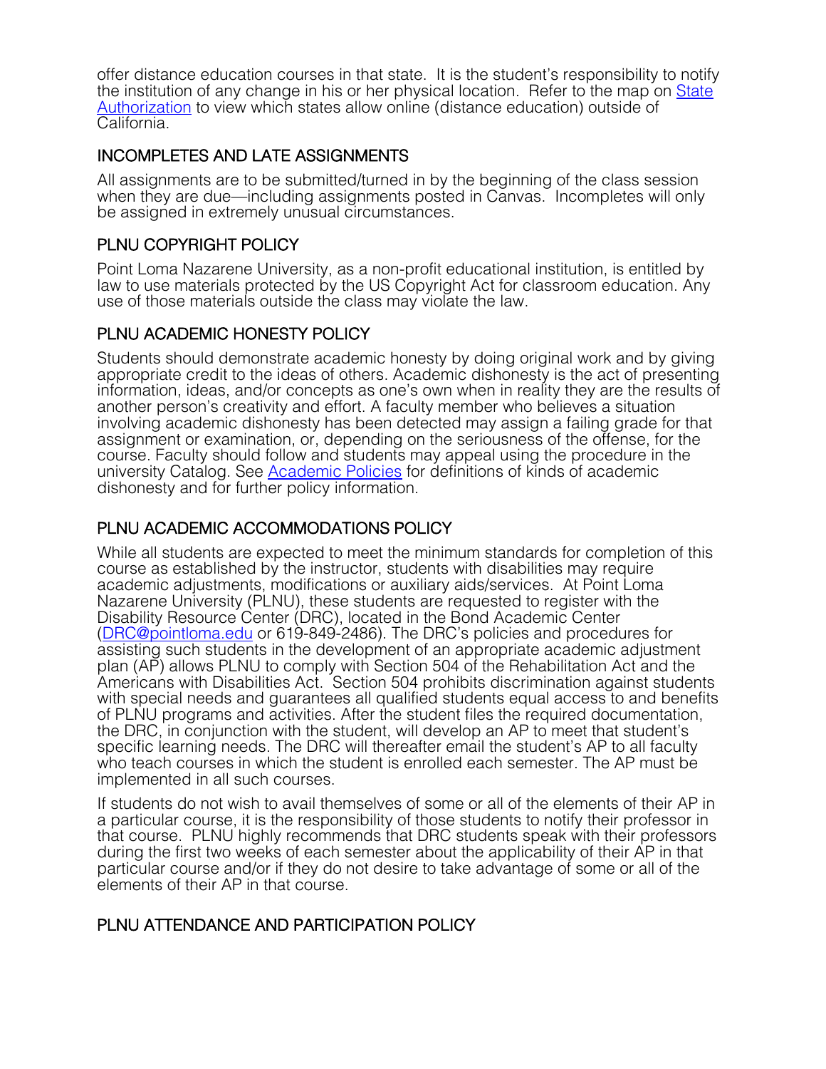offer distance education courses in that state. It is the student's responsibility to notify the institution of any change in his or her physical location. Refer to the map on State Authorization to view which states allow online (distance education) outside of California.

## INCOMPLETES AND LATE ASSIGNMENTS

All assignments are to be submitted/turned in by the beginning of the class session when they are due—including assignments posted in Canvas. Incompletes will only be assigned in extremely unusual circumstances.

## PLNU COPYRIGHT POLICY

Point Loma Nazarene University, as a non-profit educational institution, is entitled by law to use materials protected by the US Copyright Act for classroom education. Any use of those materials outside the class may violate the law.

## PLNU ACADEMIC HONESTY POLICY

Students should demonstrate academic honesty by doing original work and by giving appropriate credit to the ideas of others. Academic dishonesty is the act of presenting information, ideas, and/or concepts as one's own when in reality they are the results of another person's creativity and effort. A faculty member who believes a situation involving academic dishonesty has been detected may assign a failing grade for that assignment or examination, or, depending on the seriousness of the offense, for the course. Faculty should follow and students may appeal using the procedure in the university Catalog. See Academic Policies for definitions of kinds of academic dishonesty and for further policy information.

## PLNU ACADEMIC ACCOMMODATIONS POLICY

While all students are expected to meet the minimum standards for completion of this course as established by the instructor, students with disabilities may require academic adjustments, modifications or auxiliary aids/services. At Point Loma Nazarene University (PLNU), these students are requested to register with the Disability Resource Center (DRC), located in the Bond Academic Center (DRC@pointloma.edu or 619-849-2486). The DRC's policies and procedures for assisting such students in the development of an appropriate academic adjustment plan (AP) allows PLNU to comply with Section 504 of the Rehabilitation Act and the Americans with Disabilities Act. Section 504 prohibits discrimination against students with special needs and guarantees all qualified students equal access to and benefits of PLNU programs and activities. After the student files the required documentation, the DRC, in conjunction with the student, will develop an AP to meet that student's specific learning needs. The DRC will thereafter email the student's AP to all faculty who teach courses in which the student is enrolled each semester. The AP must be implemented in all such courses.

If students do not wish to avail themselves of some or all of the elements of their AP in a particular course, it is the responsibility of those students to notify their professor in that course. PLNU highly recommends that DRC students speak with their professors during the first two weeks of each semester about the applicability of their AP in that particular course and/or if they do not desire to take advantage of some or all of the elements of their AP in that course.

## PLNU ATTENDANCE AND PARTICIPATION POLICY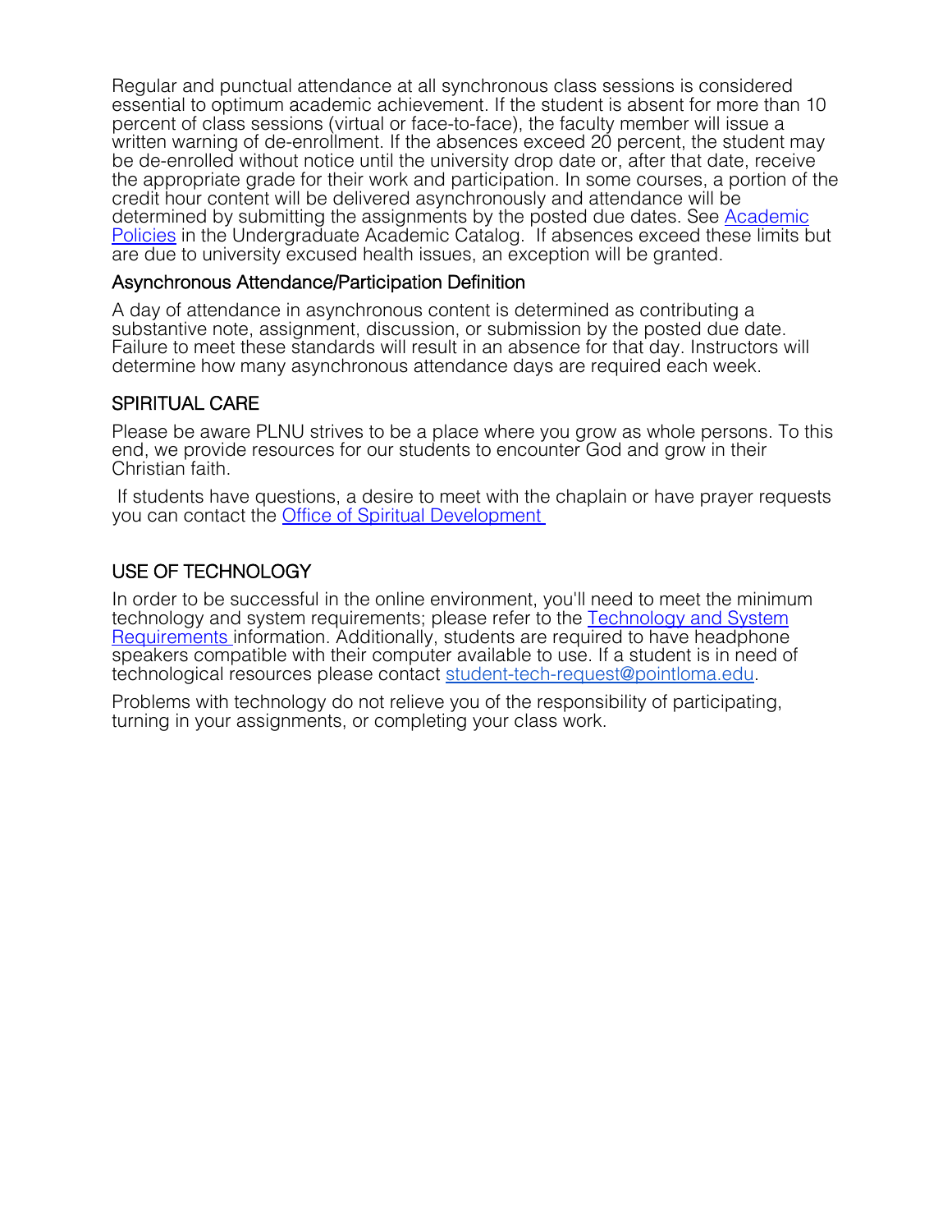Regular and punctual attendance at all synchronous class sessions is considered essential to optimum academic achievement. If the student is absent for more than 10 percent of class sessions (virtual or face-to-face), the faculty member will issue a written warning of de-enrollment. If the absences exceed 20 percent, the student may be de-enrolled without notice until the university drop date or, after that date, receive the appropriate grade for their work and participation. In some courses, a portion of the credit hour content will be delivered asynchronously and attendance will be determined by submitting the assignments by the posted due dates. See [Academic Policies](#) in the Undergraduate Academic Catalog. If absences exceed these limits but are due to university excused health issues, an exception will be granted.

### Asynchronous Attendance/Participation Definition

A day of attendance in asynchronous content is determined as contributing a substantive note, assignment, discussion, or submission by the posted due date. Failure to meet these standards will result in an absence for that day. Instructors will determine how many asynchronous attendance days are required each week.

## SPIRITUAL CARE

Please be aware PLNU strives to be a place where you grow as whole persons. To this end, we provide resources for our students to encounter God and grow in their Christian faith.

If students have questions, a desire to meet with the chaplain or have prayer requests you can contact the [Office of Spiritual Development](#)

## USE OF TECHNOLOGY

In order to be successful in the online environment, you'll need to meet the minimum technology and system requirements; please refer to the [Technology and System Requirements](#) information. Additionally, students are required to have headphone speakers compatible with their computer available to use. If a student is in need of technological resources please contact [student-tech-request@pointloma.edu](mailto:student-tech-request@pointloma.edu).

Problems with technology do not relieve you of the responsibility of participating, turning in your assignments, or completing your class work.